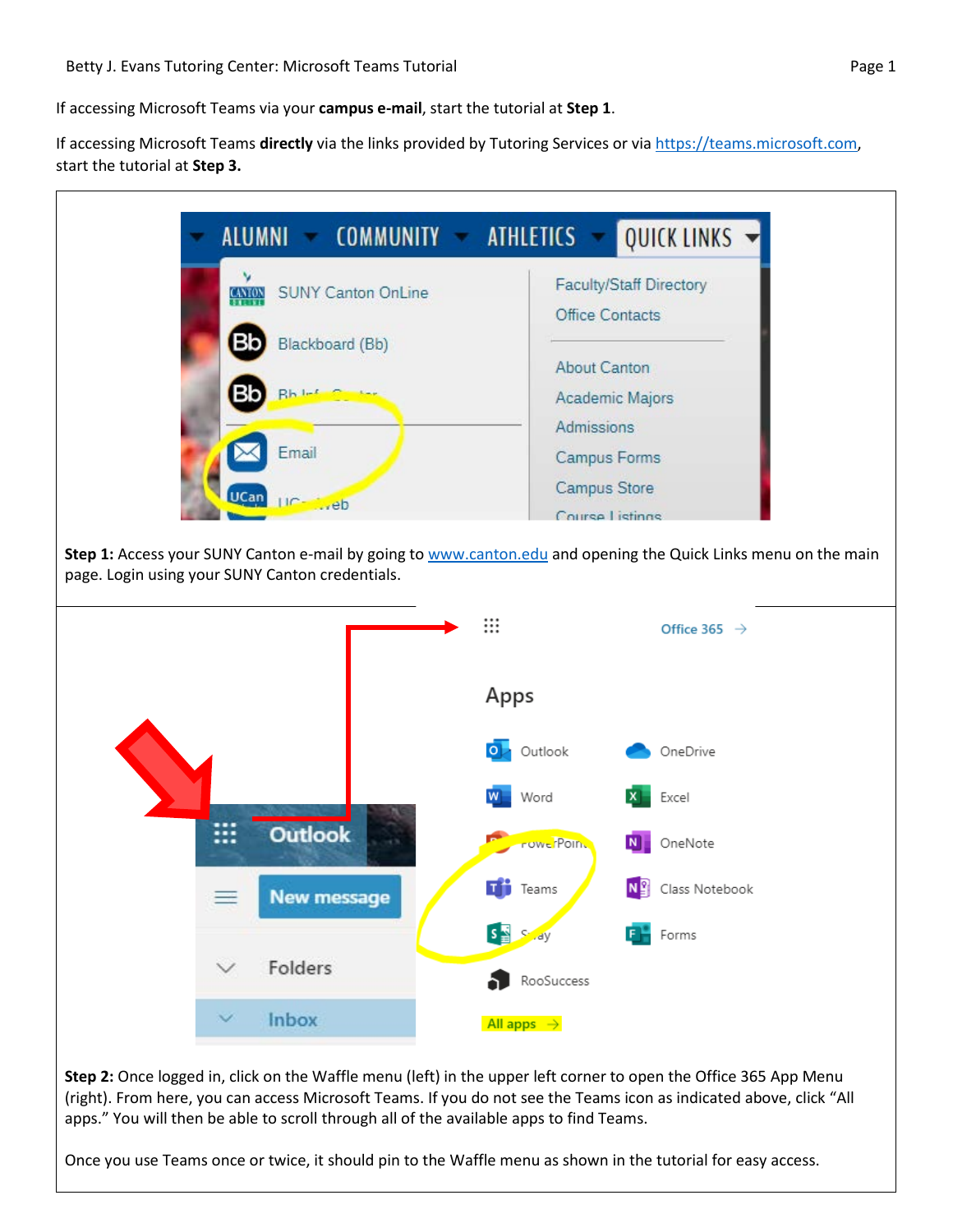If accessing Microsoft Teams via your **campus e-mail**, start the tutorial at **Step 1**.

If accessing Microsoft Teams **directly** via the links provided by Tutoring Services or via https://teams.microsoft.com, start the tutorial at **Step 3.**

**Step 1:** Access your SUNY Canton e-mail by going to www.canton.edu and opening the Quick Links menu on the main page. Login using your SUNY Canton credentials.

**Step 2:** Once logged in, click on the Waffle menu (left) in the upper left corner to open the Office 365 App Menu (right). From here, you can access Microsoft Teams. If you do not see the Teams icon as indicated above, click "All apps." You will then be able to scroll through all of the available apps to find Teams.

Once you use Teams once or twice, it should pin to the Waffle menu as shown in the tutorial for easy access.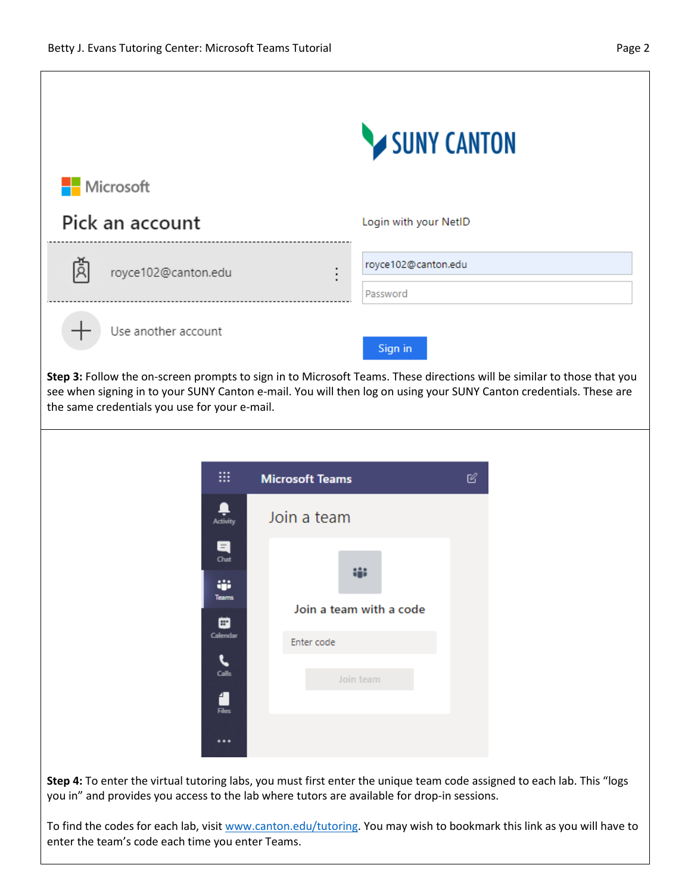**Step 3:** Follow the on-screen prompts to sign in to Microsoft Teams. These directions will be similar to those that you see when signing in to your SUNY Canton e-mail. You will then log on using your SUNY Canton credentials. These are the same credentials you use for your e-mail.

**Step 4:** To enter the virtual tutoring labs, you must first enter the unique team code assigned to each lab. This "logs you in" and provides you access to the lab where tutors are available for drop-in sessions.

To find the codes for each lab, visit [www.canton.edu/tutoring](http://www.canton.edu/tutoring). You may wish to bookmark this link as you will have to enter the team's code each time you enter Teams.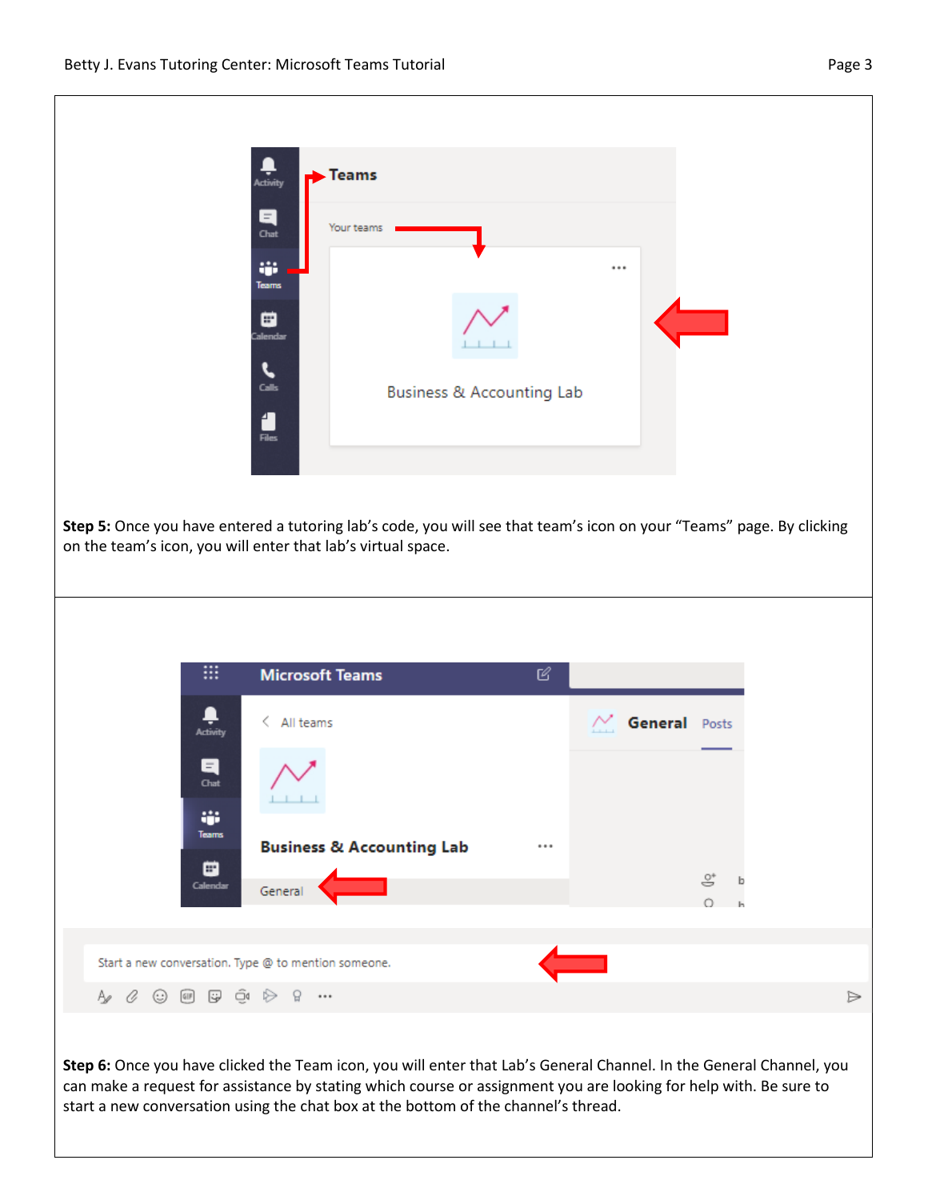**Step 5:** Once you have entered a tutoring lab's code, you will see that team's icon on your "Teams" page. By clicking on the team's icon, you will enter that lab's virtual space.

**Step 6:** Once you have clicked the Team icon, you will enter that Lab's General Channel. In the General Channel, you can make a request for assistance by stating which course or assignment you are looking for help with. Be sure to start a new conversation using the chat box at the bottom of the channel's thread.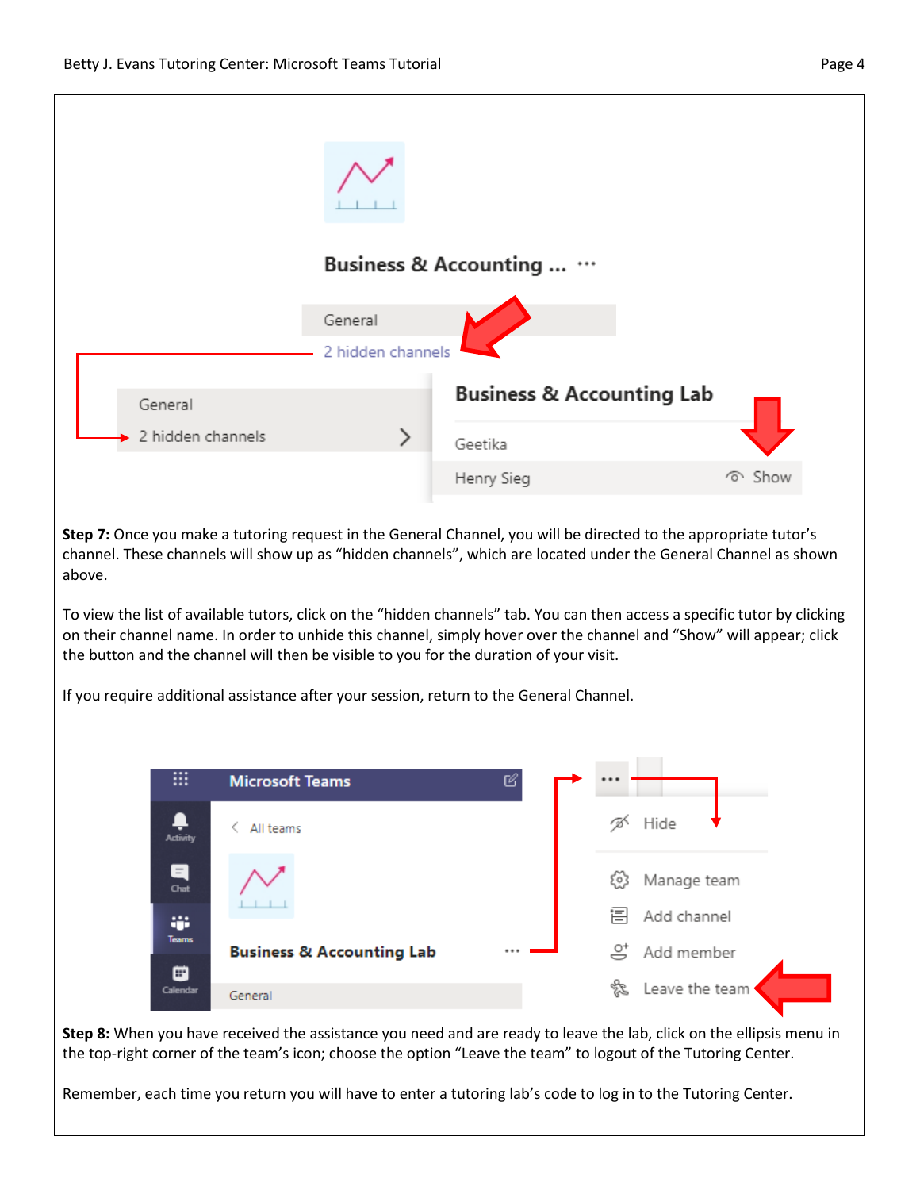**Step 7:** Once you make a tutoring request in the General Channel, you will be directed to the appropriate tutor's channel. These channels will show up as "hidden channels", which are located under the General Channel as shown above.

To view the list of available tutors, click on the "hidden channels" tab. You can then access a specific tutor by clicking on their channel name. In order to unhide this channel, simply hover over the channel and "Show" will appear; click the button and the channel will then be visible to you for the duration of your visit.

If you require additional assistance after your session, return to the General Channel.

**Step 8:** When you have received the assistance you need and are ready to leave the lab, click on the ellipsis menu in the top-right corner of the team's icon; choose the option "Leave the team" to logout of the Tutoring Center.

Remember, each time you return you will have to enter a tutoring lab's code to log in to the Tutoring Center.